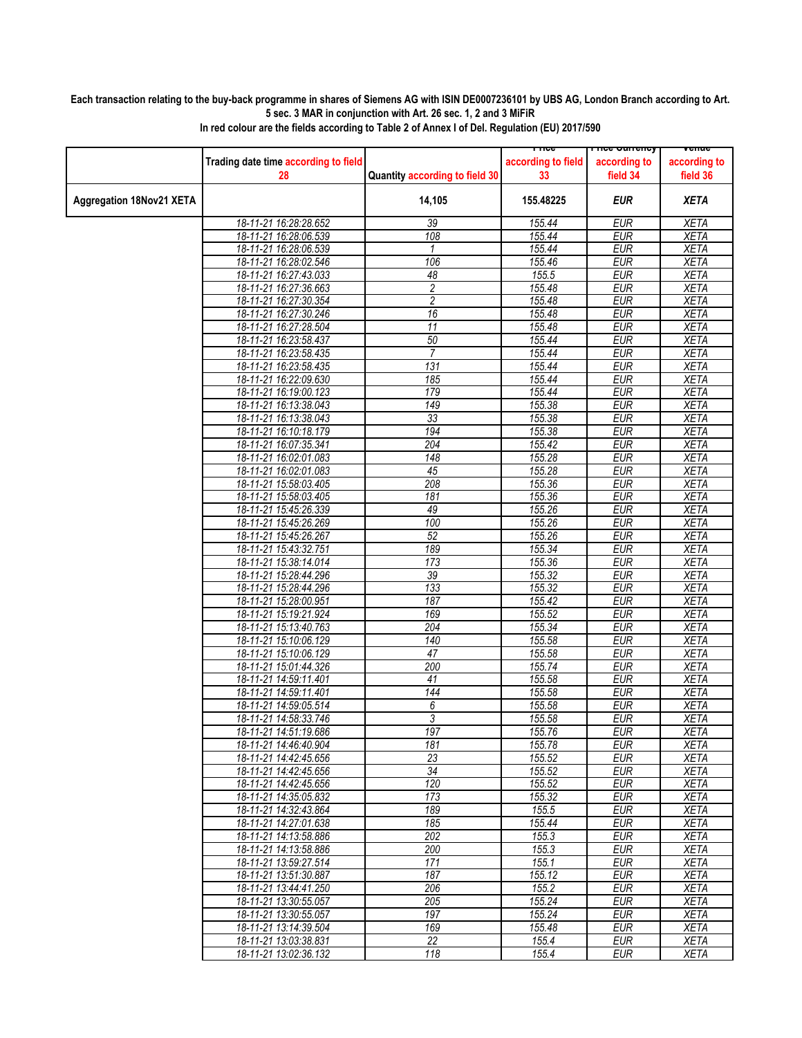**Each transaction relating to the buy-back programme in shares of Siemens AG with ISIN DE0007236101 by UBS AG, London Branch according to Art. 5 sec. 3 MAR in conjunction with Art. 26 sec. 1, 2 and 3 MiFiR**

**In red colour are the fields according to Table 2 of Annex I of Del. Regulation (EU) 2017/590**

| | Trading date time according to field 28 | Quantity according to field 30 | Price according to field 33 | Price Currency according to field 34 | Venue according to field 36 |
|---|---|---|---|---|---|
| **Aggregation 18Nov21 XETA** | | **14,105** | **155.48225** | **EUR** | **XETA** |
| | 18-11-21 16:28:28.652 | 39 | 155.44 | EUR | XETA |
| | 18-11-21 16:28:06.539 | 108 | 155.44 | EUR | XETA |
| | 18-11-21 16:28:06.539 | 1 | 155.44 | EUR | XETA |
| | 18-11-21 16:28:02.546 | 106 | 155.46 | EUR | XETA |
| | 18-11-21 16:27:43.033 | 48 | 155.5 | EUR | XETA |
| | 18-11-21 16:27:36.663 | 2 | 155.48 | EUR | XETA |
| | 18-11-21 16:27:30.354 | 2 | 155.48 | EUR | XETA |
| | 18-11-21 16:27:30.246 | 16 | 155.48 | EUR | XETA |
| | 18-11-21 16:27:28.504 | 11 | 155.48 | EUR | XETA |
| | 18-11-21 16:23:58.437 | 50 | 155.44 | EUR | XETA |
| | 18-11-21 16:23:58.435 | 7 | 155.44 | EUR | XETA |
| | 18-11-21 16:23:58.435 | 131 | 155.44 | EUR | XETA |
| | 18-11-21 16:22:09.630 | 185 | 155.44 | EUR | XETA |
| | 18-11-21 16:19:00.123 | 179 | 155.44 | EUR | XETA |
| | 18-11-21 16:13:38.043 | 149 | 155.38 | EUR | XETA |
| | 18-11-21 16:13:38.043 | 33 | 155.38 | EUR | XETA |
| | 18-11-21 16:10:18.179 | 194 | 155.38 | EUR | XETA |
| | 18-11-21 16:07:35.341 | 204 | 155.42 | EUR | XETA |
| | 18-11-21 16:02:01.083 | 148 | 155.28 | EUR | XETA |
| | 18-11-21 16:02:01.083 | 45 | 155.28 | EUR | XETA |
| | 18-11-21 15:58:03.405 | 208 | 155.36 | EUR | XETA |
| | 18-11-21 15:58:03.405 | 181 | 155.36 | EUR | XETA |
| | 18-11-21 15:45:26.339 | 49 | 155.26 | EUR | XETA |
| | 18-11-21 15:45:26.269 | 100 | 155.26 | EUR | XETA |
| | 18-11-21 15:45:26.267 | 52 | 155.26 | EUR | XETA |
| | 18-11-21 15:43:32.751 | 189 | 155.34 | EUR | XETA |
| | 18-11-21 15:38:14.014 | 173 | 155.36 | EUR | XETA |
| | 18-11-21 15:28:44.296 | 39 | 155.32 | EUR | XETA |
| | 18-11-21 15:28:44.296 | 133 | 155.32 | EUR | XETA |
| | 18-11-21 15:28:00.951 | 187 | 155.42 | EUR | XETA |
| | 18-11-21 15:19:21.924 | 169 | 155.52 | EUR | XETA |
| | 18-11-21 15:13:40.763 | 204 | 155.34 | EUR | XETA |
| | 18-11-21 15:10:06.129 | 140 | 155.58 | EUR | XETA |
| | 18-11-21 15:10:06.129 | 47 | 155.58 | EUR | XETA |
| | 18-11-21 15:01:44.326 | 200 | 155.74 | EUR | XETA |
| | 18-11-21 14:59:11.401 | 41 | 155.58 | EUR | XETA |
| | 18-11-21 14:59:11.401 | 144 | 155.58 | EUR | XETA |
| | 18-11-21 14:59:05.514 | 6 | 155.58 | EUR | XETA |
| | 18-11-21 14:58:33.746 | 3 | 155.58 | EUR | XETA |
| | 18-11-21 14:51:19.686 | 197 | 155.76 | EUR | XETA |
| | 18-11-21 14:46:40.904 | 181 | 155.78 | EUR | XETA |
| | 18-11-21 14:42:45.656 | 23 | 155.52 | EUR | XETA |
| | 18-11-21 14:42:45.656 | 34 | 155.52 | EUR | XETA |
| | 18-11-21 14:42:45.656 | 120 | 155.52 | EUR | XETA |
| | 18-11-21 14:35:05.832 | 173 | 155.32 | EUR | XETA |
| | 18-11-21 14:32:43.864 | 189 | 155.5 | EUR | XETA |
| | 18-11-21 14:27:01.638 | 185 | 155.44 | EUR | XETA |
| | 18-11-21 14:13:58.886 | 202 | 155.3 | EUR | XETA |
| | 18-11-21 14:13:58.886 | 200 | 155.3 | EUR | XETA |
| | 18-11-21 13:59:27.514 | 171 | 155.1 | EUR | XETA |
| | 18-11-21 13:51:30.887 | 187 | 155.12 | EUR | XETA |
| | 18-11-21 13:44:41.250 | 206 | 155.2 | EUR | XETA |
| | 18-11-21 13:30:55.057 | 205 | 155.24 | EUR | XETA |
| | 18-11-21 13:30:55.057 | 197 | 155.24 | EUR | XETA |
| | 18-11-21 13:14:39.504 | 169 | 155.48 | EUR | XETA |
| | 18-11-21 13:03:38.831 | 22 | 155.4 | EUR | XETA |
| | 18-11-21 13:02:36.132 | 118 | 155.4 | EUR | XETA |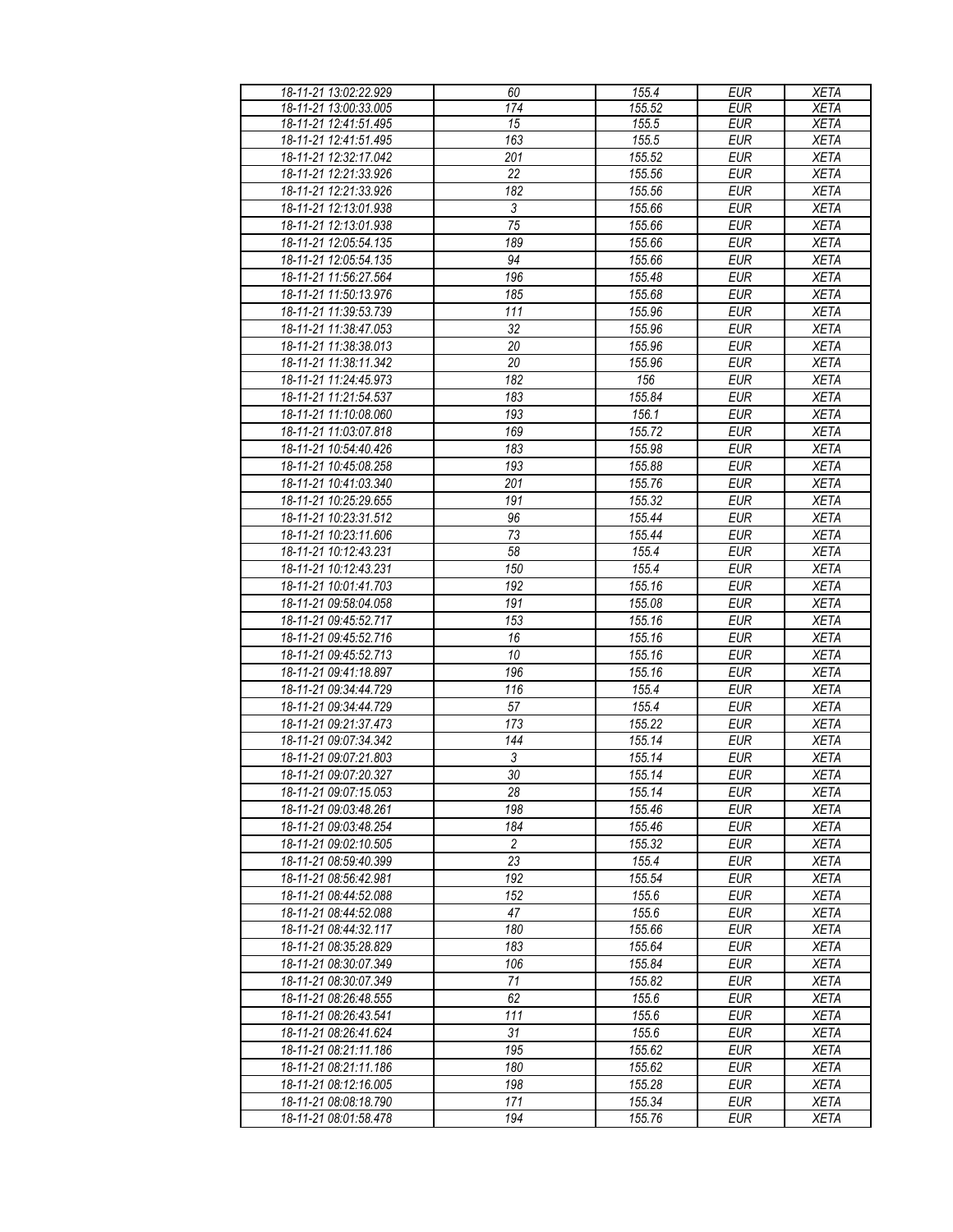| 18-11-21 13:02:22.929 | 60 | 155.4 | EUR | XETA |
|---|---|---|---|---|
| 18-11-21 13:00:33.005 | 174 | 155.52 | EUR | XETA |
| 18-11-21 12:41:51.495 | 15 | 155.5 | EUR | XETA |
| 18-11-21 12:41:51.495 | 163 | 155.5 | EUR | XETA |
| 18-11-21 12:32:17.042 | 201 | 155.52 | EUR | XETA |
| 18-11-21 12:21:33.926 | 22 | 155.56 | EUR | XETA |
| 18-11-21 12:21:33.926 | 182 | 155.56 | EUR | XETA |
| 18-11-21 12:13:01.938 | 3 | 155.66 | EUR | XETA |
| 18-11-21 12:13:01.938 | 75 | 155.66 | EUR | XETA |
| 18-11-21 12:05:54.135 | 189 | 155.66 | EUR | XETA |
| 18-11-21 12:05:54.135 | 94 | 155.66 | EUR | XETA |
| 18-11-21 11:56:27.564 | 196 | 155.48 | EUR | XETA |
| 18-11-21 11:50:13.976 | 185 | 155.68 | EUR | XETA |
| 18-11-21 11:39:53.739 | 111 | 155.96 | EUR | XETA |
| 18-11-21 11:38:47.053 | 32 | 155.96 | EUR | XETA |
| 18-11-21 11:38:38.013 | 20 | 155.96 | EUR | XETA |
| 18-11-21 11:38:11.342 | 20 | 155.96 | EUR | XETA |
| 18-11-21 11:24:45.973 | 182 | 156 | EUR | XETA |
| 18-11-21 11:21:54.537 | 183 | 155.84 | EUR | XETA |
| 18-11-21 11:10:08.060 | 193 | 156.1 | EUR | XETA |
| 18-11-21 11:03:07.818 | 169 | 155.72 | EUR | XETA |
| 18-11-21 10:54:40.426 | 183 | 155.98 | EUR | XETA |
| 18-11-21 10:45:08.258 | 193 | 155.88 | EUR | XETA |
| 18-11-21 10:41:03.340 | 201 | 155.76 | EUR | XETA |
| 18-11-21 10:25:29.655 | 191 | 155.32 | EUR | XETA |
| 18-11-21 10:23:31.512 | 96 | 155.44 | EUR | XETA |
| 18-11-21 10:23:11.606 | 73 | 155.44 | EUR | XETA |
| 18-11-21 10:12:43.231 | 58 | 155.4 | EUR | XETA |
| 18-11-21 10:12:43.231 | 150 | 155.4 | EUR | XETA |
| 18-11-21 10:01:41.703 | 192 | 155.16 | EUR | XETA |
| 18-11-21 09:58:04.058 | 191 | 155.08 | EUR | XETA |
| 18-11-21 09:45:52.717 | 153 | 155.16 | EUR | XETA |
| 18-11-21 09:45:52.716 | 16 | 155.16 | EUR | XETA |
| 18-11-21 09:45:52.713 | 10 | 155.16 | EUR | XETA |
| 18-11-21 09:41:18.897 | 196 | 155.16 | EUR | XETA |
| 18-11-21 09:34:44.729 | 116 | 155.4 | EUR | XETA |
| 18-11-21 09:34:44.729 | 57 | 155.4 | EUR | XETA |
| 18-11-21 09:21:37.473 | 173 | 155.22 | EUR | XETA |
| 18-11-21 09:07:34.342 | 144 | 155.14 | EUR | XETA |
| 18-11-21 09:07:21.803 | 3 | 155.14 | EUR | XETA |
| 18-11-21 09:07:20.327 | 30 | 155.14 | EUR | XETA |
| 18-11-21 09:07:15.053 | 28 | 155.14 | EUR | XETA |
| 18-11-21 09:03:48.261 | 198 | 155.46 | EUR | XETA |
| 18-11-21 09:03:48.254 | 184 | 155.46 | EUR | XETA |
| 18-11-21 09:02:10.505 | 2 | 155.32 | EUR | XETA |
| 18-11-21 08:59:40.399 | 23 | 155.4 | EUR | XETA |
| 18-11-21 08:56:42.981 | 192 | 155.54 | EUR | XETA |
| 18-11-21 08:44:52.088 | 152 | 155.6 | EUR | XETA |
| 18-11-21 08:44:52.088 | 47 | 155.6 | EUR | XETA |
| 18-11-21 08:44:32.117 | 180 | 155.66 | EUR | XETA |
| 18-11-21 08:35:28.829 | 183 | 155.64 | EUR | XETA |
| 18-11-21 08:30:07.349 | 106 | 155.84 | EUR | XETA |
| 18-11-21 08:30:07.349 | 71 | 155.82 | EUR | XETA |
| 18-11-21 08:26:48.555 | 62 | 155.6 | EUR | XETA |
| 18-11-21 08:26:43.541 | 111 | 155.6 | EUR | XETA |
| 18-11-21 08:26:41.624 | 31 | 155.6 | EUR | XETA |
| 18-11-21 08:21:11.186 | 195 | 155.62 | EUR | XETA |
| 18-11-21 08:21:11.186 | 180 | 155.62 | EUR | XETA |
| 18-11-21 08:12:16.005 | 198 | 155.28 | EUR | XETA |
| 18-11-21 08:08:18.790 | 171 | 155.34 | EUR | XETA |
| 18-11-21 08:01:58.478 | 194 | 155.76 | EUR | XETA |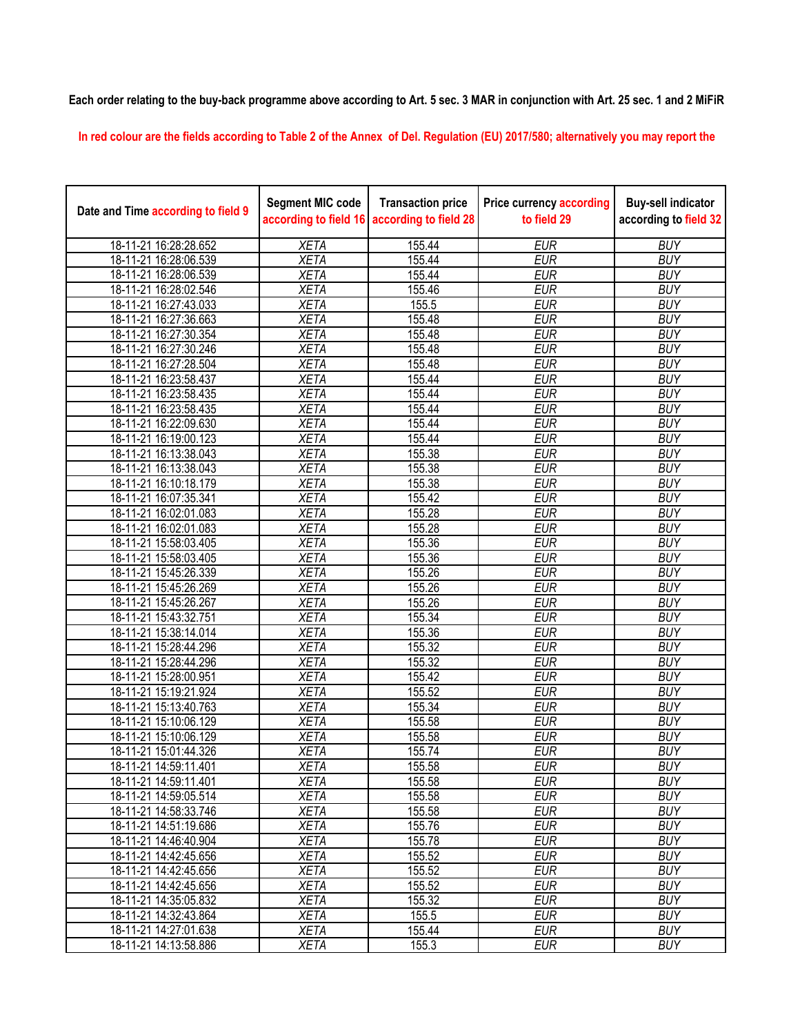**Each order relating to the buy-back programme above according to Art. 5 sec. 3 MAR in conjunction with Art. 25 sec. 1 and 2 MiFiR**

In red colour are the fields according to Table 2 of the Annex of Del. Regulation (EU) 2017/580; alternatively you may report the

| Date and Time according to field 9 | Segment MIC code according to field 16 | Transaction price according to field 28 | Price currency according to field 29 | Buy-sell indicator according to field 32 |
|---|---|---|---|---|
| 18-11-21 16:28:28.652 | XETA | 155.44 | EUR | BUY |
| 18-11-21 16:28:06.539 | XETA | 155.44 | EUR | BUY |
| 18-11-21 16:28:06.539 | XETA | 155.44 | EUR | BUY |
| 18-11-21 16:28:02.546 | XETA | 155.46 | EUR | BUY |
| 18-11-21 16:27:43.033 | XETA | 155.5 | EUR | BUY |
| 18-11-21 16:27:36.663 | XETA | 155.48 | EUR | BUY |
| 18-11-21 16:27:30.354 | XETA | 155.48 | EUR | BUY |
| 18-11-21 16:27:30.246 | XETA | 155.48 | EUR | BUY |
| 18-11-21 16:27:28.504 | XETA | 155.48 | EUR | BUY |
| 18-11-21 16:23:58.437 | XETA | 155.44 | EUR | BUY |
| 18-11-21 16:23:58.435 | XETA | 155.44 | EUR | BUY |
| 18-11-21 16:23:58.435 | XETA | 155.44 | EUR | BUY |
| 18-11-21 16:22:09.630 | XETA | 155.44 | EUR | BUY |
| 18-11-21 16:19:00.123 | XETA | 155.44 | EUR | BUY |
| 18-11-21 16:13:38.043 | XETA | 155.38 | EUR | BUY |
| 18-11-21 16:13:38.043 | XETA | 155.38 | EUR | BUY |
| 18-11-21 16:10:18.179 | XETA | 155.38 | EUR | BUY |
| 18-11-21 16:07:35.341 | XETA | 155.42 | EUR | BUY |
| 18-11-21 16:02:01.083 | XETA | 155.28 | EUR | BUY |
| 18-11-21 16:02:01.083 | XETA | 155.28 | EUR | BUY |
| 18-11-21 15:58:03.405 | XETA | 155.36 | EUR | BUY |
| 18-11-21 15:58:03.405 | XETA | 155.36 | EUR | BUY |
| 18-11-21 15:45:26.339 | XETA | 155.26 | EUR | BUY |
| 18-11-21 15:45:26.269 | XETA | 155.26 | EUR | BUY |
| 18-11-21 15:45:26.267 | XETA | 155.26 | EUR | BUY |
| 18-11-21 15:43:32.751 | XETA | 155.34 | EUR | BUY |
| 18-11-21 15:38:14.014 | XETA | 155.36 | EUR | BUY |
| 18-11-21 15:28:44.296 | XETA | 155.32 | EUR | BUY |
| 18-11-21 15:28:44.296 | XETA | 155.32 | EUR | BUY |
| 18-11-21 15:28:00.951 | XETA | 155.42 | EUR | BUY |
| 18-11-21 15:19:21.924 | XETA | 155.52 | EUR | BUY |
| 18-11-21 15:13:40.763 | XETA | 155.34 | EUR | BUY |
| 18-11-21 15:10:06.129 | XETA | 155.58 | EUR | BUY |
| 18-11-21 15:10:06.129 | XETA | 155.58 | EUR | BUY |
| 18-11-21 15:01:44.326 | XETA | 155.74 | EUR | BUY |
| 18-11-21 14:59:11.401 | XETA | 155.58 | EUR | BUY |
| 18-11-21 14:59:11.401 | XETA | 155.58 | EUR | BUY |
| 18-11-21 14:59:05.514 | XETA | 155.58 | EUR | BUY |
| 18-11-21 14:58:33.746 | XETA | 155.58 | EUR | BUY |
| 18-11-21 14:51:19.686 | XETA | 155.76 | EUR | BUY |
| 18-11-21 14:46:40.904 | XETA | 155.78 | EUR | BUY |
| 18-11-21 14:42:45.656 | XETA | 155.52 | EUR | BUY |
| 18-11-21 14:42:45.656 | XETA | 155.52 | EUR | BUY |
| 18-11-21 14:42:45.656 | XETA | 155.52 | EUR | BUY |
| 18-11-21 14:35:05.832 | XETA | 155.32 | EUR | BUY |
| 18-11-21 14:32:43.864 | XETA | 155.5 | EUR | BUY |
| 18-11-21 14:27:01.638 | XETA | 155.44 | EUR | BUY |
| 18-11-21 14:13:58.886 | XETA | 155.3 | EUR | BUY |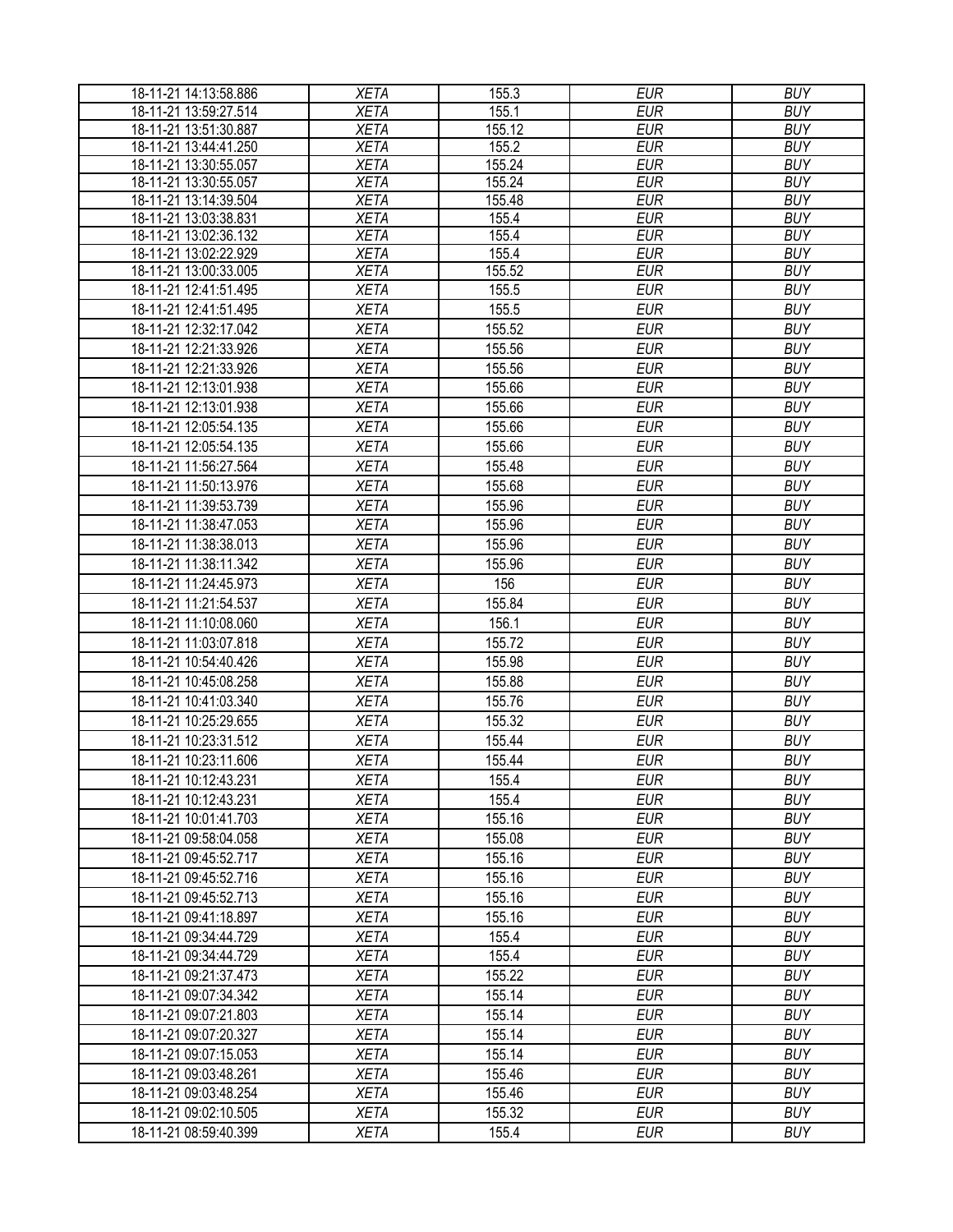| | | | | |
|---|---|---|---|---|
| 18-11-21 14:13:58.886 | *XETA* | 155.3 | *EUR* | *BUY* |
| 18-11-21 13:59:27.514 | *XETA* | 155.1 | *EUR* | *BUY* |
| 18-11-21 13:51:30.887 | *XETA* | 155.12 | *EUR* | *BUY* |
| 18-11-21 13:44:41.250 | *XETA* | 155.2 | *EUR* | *BUY* |
| 18-11-21 13:30:55.057 | *XETA* | 155.24 | *EUR* | *BUY* |
| 18-11-21 13:30:55.057 | *XETA* | 155.24 | *EUR* | *BUY* |
| 18-11-21 13:14:39.504 | *XETA* | 155.48 | *EUR* | *BUY* |
| 18-11-21 13:03:38.831 | *XETA* | 155.4 | *EUR* | *BUY* |
| 18-11-21 13:02:36.132 | *XETA* | 155.4 | *EUR* | *BUY* |
| 18-11-21 13:02:22.929 | *XETA* | 155.4 | *EUR* | *BUY* |
| 18-11-21 13:00:33.005 | *XETA* | 155.52 | *EUR* | *BUY* |
| 18-11-21 12:41:51.495 | *XETA* | 155.5 | *EUR* | *BUY* |
| 18-11-21 12:41:51.495 | *XETA* | 155.5 | *EUR* | *BUY* |
| 18-11-21 12:32:17.042 | *XETA* | 155.52 | *EUR* | *BUY* |
| 18-11-21 12:21:33.926 | *XETA* | 155.56 | *EUR* | *BUY* |
| 18-11-21 12:21:33.926 | *XETA* | 155.56 | *EUR* | *BUY* |
| 18-11-21 12:13:01.938 | *XETA* | 155.66 | *EUR* | *BUY* |
| 18-11-21 12:13:01.938 | *XETA* | 155.66 | *EUR* | *BUY* |
| 18-11-21 12:05:54.135 | *XETA* | 155.66 | *EUR* | *BUY* |
| 18-11-21 12:05:54.135 | *XETA* | 155.66 | *EUR* | *BUY* |
| 18-11-21 11:56:27.564 | *XETA* | 155.48 | *EUR* | *BUY* |
| 18-11-21 11:50:13.976 | *XETA* | 155.68 | *EUR* | *BUY* |
| 18-11-21 11:39:53.739 | *XETA* | 155.96 | *EUR* | *BUY* |
| 18-11-21 11:38:47.053 | *XETA* | 155.96 | *EUR* | *BUY* |
| 18-11-21 11:38:38.013 | *XETA* | 155.96 | *EUR* | *BUY* |
| 18-11-21 11:38:11.342 | *XETA* | 155.96 | *EUR* | *BUY* |
| 18-11-21 11:24:45.973 | *XETA* | 156 | *EUR* | *BUY* |
| 18-11-21 11:21:54.537 | *XETA* | 155.84 | *EUR* | *BUY* |
| 18-11-21 11:10:08.060 | *XETA* | 156.1 | *EUR* | *BUY* |
| 18-11-21 11:03:07.818 | *XETA* | 155.72 | *EUR* | *BUY* |
| 18-11-21 10:54:40.426 | *XETA* | 155.98 | *EUR* | *BUY* |
| 18-11-21 10:45:08.258 | *XETA* | 155.88 | *EUR* | *BUY* |
| 18-11-21 10:41:03.340 | *XETA* | 155.76 | *EUR* | *BUY* |
| 18-11-21 10:25:29.655 | *XETA* | 155.32 | *EUR* | *BUY* |
| 18-11-21 10:23:31.512 | *XETA* | 155.44 | *EUR* | *BUY* |
| 18-11-21 10:23:11.606 | *XETA* | 155.44 | *EUR* | *BUY* |
| 18-11-21 10:12:43.231 | *XETA* | 155.4 | *EUR* | *BUY* |
| 18-11-21 10:12:43.231 | *XETA* | 155.4 | *EUR* | *BUY* |
| 18-11-21 10:01:41.703 | *XETA* | 155.16 | *EUR* | *BUY* |
| 18-11-21 09:58:04.058 | *XETA* | 155.08 | *EUR* | *BUY* |
| 18-11-21 09:45:52.717 | *XETA* | 155.16 | *EUR* | *BUY* |
| 18-11-21 09:45:52.716 | *XETA* | 155.16 | *EUR* | *BUY* |
| 18-11-21 09:45:52.713 | *XETA* | 155.16 | *EUR* | *BUY* |
| 18-11-21 09:41:18.897 | *XETA* | 155.16 | *EUR* | *BUY* |
| 18-11-21 09:34:44.729 | *XETA* | 155.4 | *EUR* | *BUY* |
| 18-11-21 09:34:44.729 | *XETA* | 155.4 | *EUR* | *BUY* |
| 18-11-21 09:21:37.473 | *XETA* | 155.22 | *EUR* | *BUY* |
| 18-11-21 09:07:34.342 | *XETA* | 155.14 | *EUR* | *BUY* |
| 18-11-21 09:07:21.803 | *XETA* | 155.14 | *EUR* | *BUY* |
| 18-11-21 09:07:20.327 | *XETA* | 155.14 | *EUR* | *BUY* |
| 18-11-21 09:07:15.053 | *XETA* | 155.14 | *EUR* | *BUY* |
| 18-11-21 09:03:48.261 | *XETA* | 155.46 | *EUR* | *BUY* |
| 18-11-21 09:03:48.254 | *XETA* | 155.46 | *EUR* | *BUY* |
| 18-11-21 09:02:10.505 | *XETA* | 155.32 | *EUR* | *BUY* |
| 18-11-21 08:59:40.399 | *XETA* | 155.4 | *EUR* | *BUY* |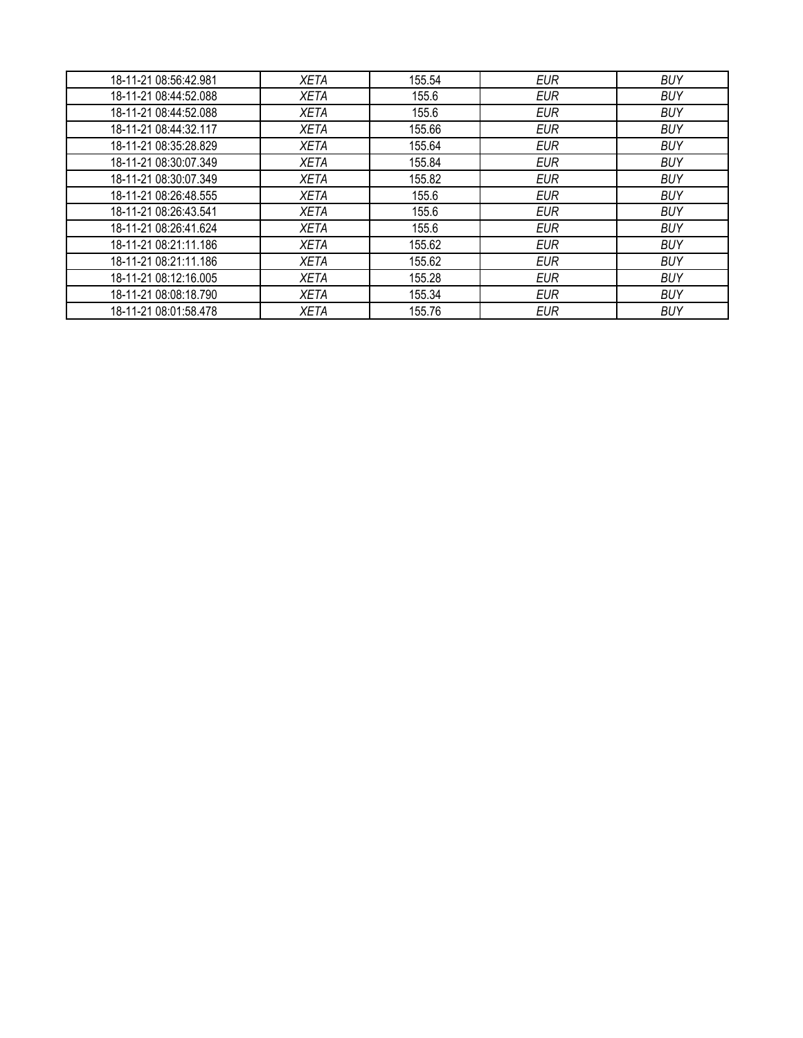| | | | | |
|---|---|---|---|---|
| 18-11-21 08:56:42.981 | *XETA* | 155.54 | *EUR* | *BUY* |
| 18-11-21 08:44:52.088 | *XETA* | 155.6 | *EUR* | *BUY* |
| 18-11-21 08:44:52.088 | *XETA* | 155.6 | *EUR* | *BUY* |
| 18-11-21 08:44:32.117 | *XETA* | 155.66 | *EUR* | *BUY* |
| 18-11-21 08:35:28.829 | *XETA* | 155.64 | *EUR* | *BUY* |
| 18-11-21 08:30:07.349 | *XETA* | 155.84 | *EUR* | *BUY* |
| 18-11-21 08:30:07.349 | *XETA* | 155.82 | *EUR* | *BUY* |
| 18-11-21 08:26:48.555 | *XETA* | 155.6 | *EUR* | *BUY* |
| 18-11-21 08:26:43.541 | *XETA* | 155.6 | *EUR* | *BUY* |
| 18-11-21 08:26:41.624 | *XETA* | 155.6 | *EUR* | *BUY* |
| 18-11-21 08:21:11.186 | *XETA* | 155.62 | *EUR* | *BUY* |
| 18-11-21 08:21:11.186 | *XETA* | 155.62 | *EUR* | *BUY* |
| 18-11-21 08:12:16.005 | *XETA* | 155.28 | *EUR* | *BUY* |
| 18-11-21 08:08:18.790 | *XETA* | 155.34 | *EUR* | *BUY* |
| 18-11-21 08:01:58.478 | *XETA* | 155.76 | *EUR* | *BUY* |